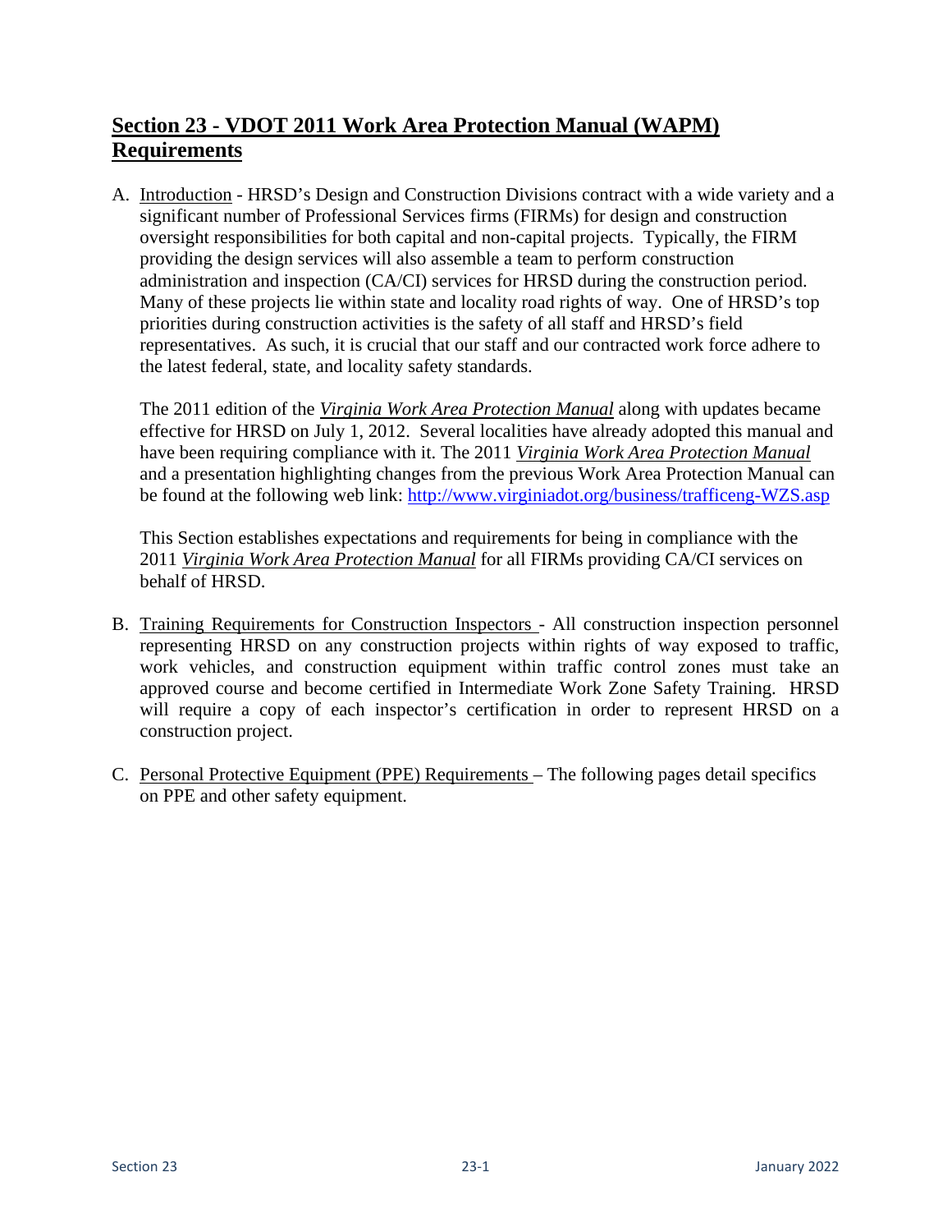# Section 23 - VDOT 2011 Work Area Protection Manual (WAPM) Requirements

A. Introduction - HRSD's Design and Construction Divisions contract with a wide variety and a significant number of Professional Services firms (FIRMs) for design and construction oversight responsibilities for both capital and non-capital projects. Typically, the FIRM providing the design services will also assemble a team to perform construction administration and inspection (CA/CI) services for HRSD during the construction period. Many of these projects lie within state and locality road rights of way. One of HRSD's top priorities during construction activities is the safety of all staff and HRSD's field representatives. As such, it is crucial that our staff and our contracted work force adhere to the latest federal, state, and locality safety standards.

   The 2011 edition of the ***Virginia Work Area Protection Manual*** along with updates became effective for HRSD on July 1, 2012. Several localities have already adopted this manual and have been requiring compliance with it. The 2011 *Virginia Work Area Protection Manual* and a presentation highlighting changes from the previous Work Area Protection Manual can be found at the following web link: [http://www.virginiadot.org/business/trafficeng-WZS.asp](http://www.virginiadot.org/business/trafficeng-WZS.asp)

   This Section establishes expectations and requirements for being in compliance with the 2011 *Virginia Work Area Protection Manual* for all FIRMs providing CA/CI services on behalf of HRSD.

B. Training Requirements for Construction Inspectors - All construction inspection personnel representing HRSD on any construction projects within rights of way exposed to traffic, work vehicles, and construction equipment within traffic control zones must take an approved course and become certified in Intermediate Work Zone Safety Training. HRSD will require a copy of each inspector's certification in order to represent HRSD on a construction project.

C. Personal Protective Equipment (PPE) Requirements – The following pages detail specifics on PPE and other safety equipment.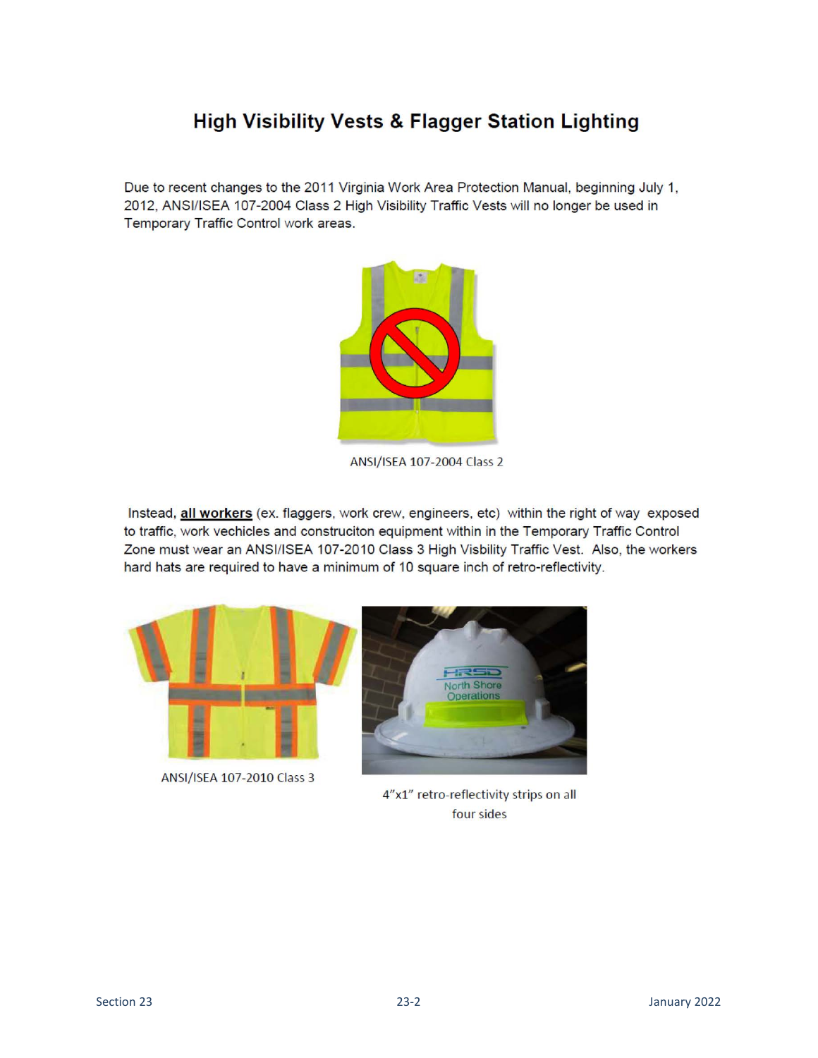# High Visibility Vests & Flagger Station Lighting

Due to recent changes to the 2011 Virginia Work Area Protection Manual, beginning July 1, 2012, ANSI/ISEA 107-2004 Class 2 High Visibility Traffic Vests will no longer be used in Temporary Traffic Control work areas.

ANSI/ISEA 107-2004 Class 2

Instead, **<u>all workers</u>** (ex. flaggers, work crew, engineers, etc) within the right of way exposed to traffic, work vechicles and construciton equipment within in the Temporary Traffic Control Zone must wear an ANSI/ISEA 107-2010 Class 3 High Visbility Traffic Vest. Also, the workers hard hats are required to have a minimum of 10 square inch of retro-reflectivity.

ANSI/ISEA 107-2010 Class 3

4"x1" retro-reflectivity strips on all four sides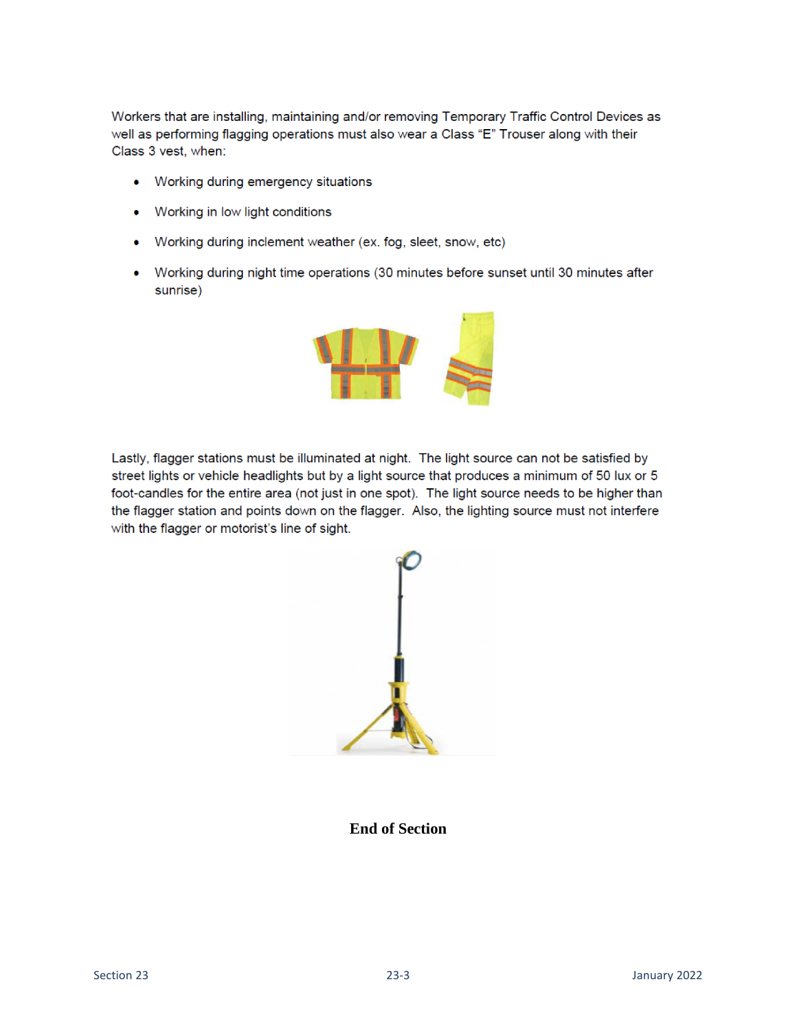Workers that are installing, maintaining and/or removing Temporary Traffic Control Devices as well as performing flagging operations must also wear a Class "E" Trouser along with their Class 3 vest, when:

- Working during emergency situations
- Working in low light conditions
- Working during inclement weather (ex. fog, sleet, snow, etc)
- Working during night time operations (30 minutes before sunset until 30 minutes after sunrise)

Lastly, flagger stations must be illuminated at night. The light source can not be satisfied by street lights or vehicle headlights but by a light source that produces a minimum of 50 lux or 5 foot-candles for the entire area (not just in one spot). The light source needs to be higher than the flagger station and points down on the flagger. Also, the lighting source must not interfere with the flagger or motorist's line of sight.

**End of Section**